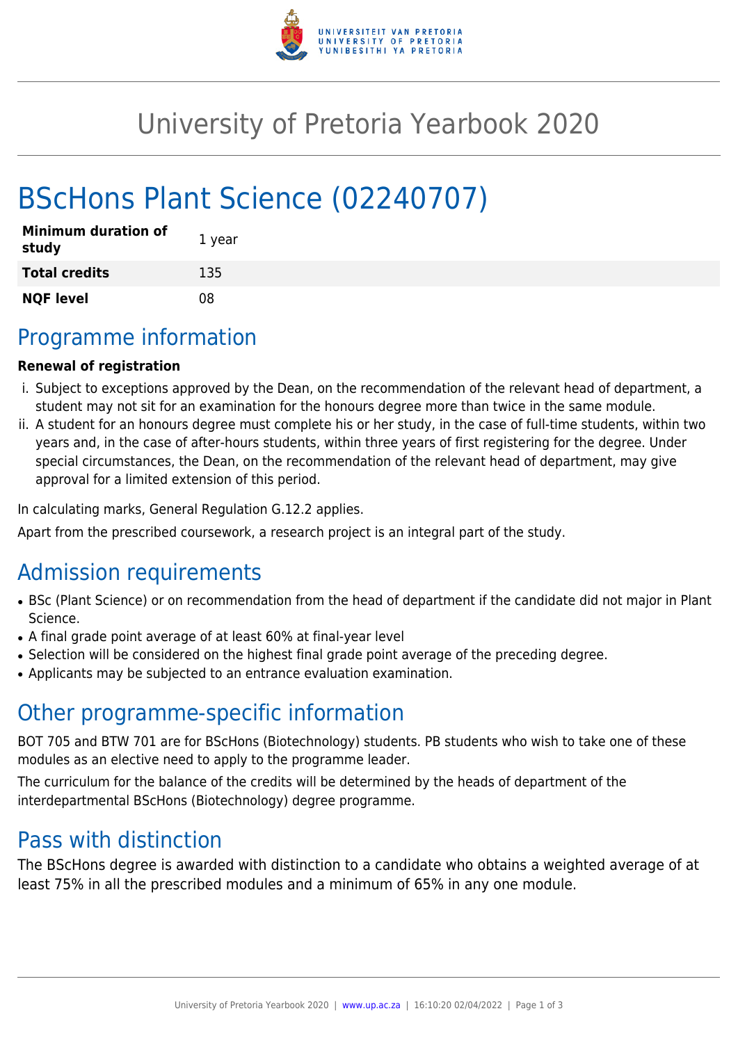# University of Pretoria Yearbook 2020

# BScHons Plant Science (02240707)

| | |
|---|---|
| **Minimum duration of study** | 1 year |
| **Total credits** | 135 |
| **NQF level** | 08 |

## Programme information

**Renewal of registration**

i. Subject to exceptions approved by the Dean, on the recommendation of the relevant head of department, a student may not sit for an examination for the honours degree more than twice in the same module.
ii. A student for an honours degree must complete his or her study, in the case of full-time students, within two years and, in the case of after-hours students, within three years of first registering for the degree. Under special circumstances, the Dean, on the recommendation of the relevant head of department, may give approval for a limited extension of this period.

In calculating marks, General Regulation G.12.2 applies.

Apart from the prescribed coursework, a research project is an integral part of the study.

## Admission requirements

- BSc (Plant Science) or on recommendation from the head of department if the candidate did not major in Plant Science.
- A final grade point average of at least 60% at final-year level
- Selection will be considered on the highest final grade point average of the preceding degree.
- Applicants may be subjected to an entrance evaluation examination.

## Other programme-specific information

BOT 705 and BTW 701 are for BScHons (Biotechnology) students. PB students who wish to take one of these modules as an elective need to apply to the programme leader.

The curriculum for the balance of the credits will be determined by the heads of department of the interdepartmental BScHons (Biotechnology) degree programme.

## Pass with distinction

The BScHons degree is awarded with distinction to a candidate who obtains a weighted average of at least 75% in all the prescribed modules and a minimum of 65% in any one module.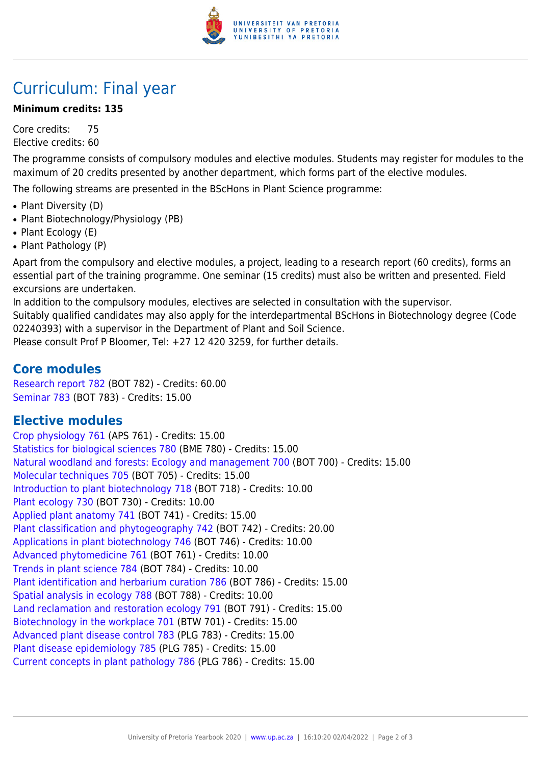# Curriculum: Final year

**Minimum credits: 135**

Core credits: 75
Elective credits: 60

The programme consists of compulsory modules and elective modules. Students may register for modules to the maximum of 20 credits presented by another department, which forms part of the elective modules.

The following streams are presented in the BScHons in Plant Science programme:

- Plant Diversity (D)
- Plant Biotechnology/Physiology (PB)
- Plant Ecology (E)
- Plant Pathology (P)

Apart from the compulsory and elective modules, a project, leading to a research report (60 credits), forms an essential part of the training programme. One seminar (15 credits) must also be written and presented. Field excursions are undertaken.
In addition to the compulsory modules, electives are selected in consultation with the supervisor.
Suitably qualified candidates may also apply for the interdepartmental BScHons in Biotechnology degree (Code 02240393) with a supervisor in the Department of Plant and Soil Science.
Please consult Prof P Bloomer, Tel: +27 12 420 3259, for further details.

## Core modules

Research report 782 (BOT 782) - Credits: 60.00
Seminar 783 (BOT 783) - Credits: 15.00

## Elective modules

Crop physiology 761 (APS 761) - Credits: 15.00
Statistics for biological sciences 780 (BME 780) - Credits: 15.00
Natural woodland and forests: Ecology and management 700 (BOT 700) - Credits: 15.00
Molecular techniques 705 (BOT 705) - Credits: 15.00
Introduction to plant biotechnology 718 (BOT 718) - Credits: 10.00
Plant ecology 730 (BOT 730) - Credits: 10.00
Applied plant anatomy 741 (BOT 741) - Credits: 15.00
Plant classification and phytogeography 742 (BOT 742) - Credits: 20.00
Applications in plant biotechnology 746 (BOT 746) - Credits: 10.00
Advanced phytomedicine 761 (BOT 761) - Credits: 10.00
Trends in plant science 784 (BOT 784) - Credits: 10.00
Plant identification and herbarium curation 786 (BOT 786) - Credits: 15.00
Spatial analysis in ecology 788 (BOT 788) - Credits: 10.00
Land reclamation and restoration ecology 791 (BOT 791) - Credits: 15.00
Biotechnology in the workplace 701 (BTW 701) - Credits: 15.00
Advanced plant disease control 783 (PLG 783) - Credits: 15.00
Plant disease epidemiology 785 (PLG 785) - Credits: 15.00
Current concepts in plant pathology 786 (PLG 786) - Credits: 15.00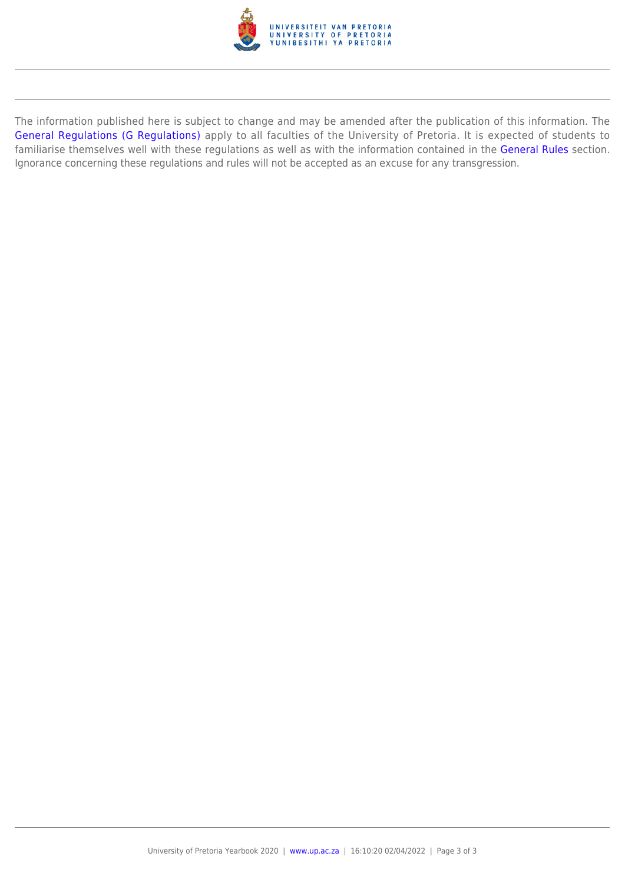The information published here is subject to change and may be amended after the publication of this information. The General Regulations (G Regulations) apply to all faculties of the University of Pretoria. It is expected of students to familiarise themselves well with these regulations as well as with the information contained in the General Rules section. Ignorance concerning these regulations and rules will not be accepted as an excuse for any transgression.